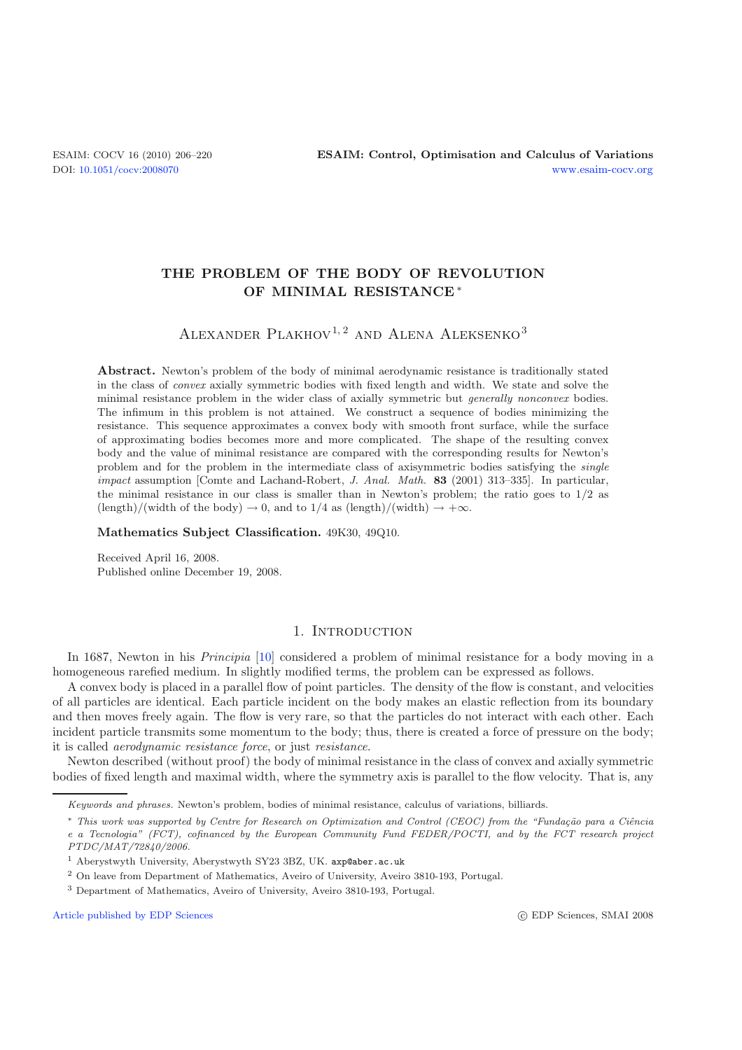# THE PROBLEM OF THE BODY OF REVOLUTION OF MINIMAL RESISTANCE *

Alexander Plakhov[1,2] and Alena Aleksenko[3]

**Abstract.** Newton's problem of the body of minimal aerodynamic resistance is traditionally stated in the class of *convex* axially symmetric bodies with fixed length and width. We state and solve the minimal resistance problem in the wider class of axially symmetric but *generally nonconvex* bodies. The infimum in this problem is not attained. We construct a sequence of bodies minimizing the resistance. This sequence approximates a convex body with smooth front surface, while the surface of approximating bodies becomes more and more complicated. The shape of the resulting convex body and the value of minimal resistance are compared with the corresponding results for Newton's problem and for the problem in the intermediate class of axisymmetric bodies satisfying the *single impact* assumption [Comte and Lachand-Robert, *J. Anal. Math.* **83** (2001) 313–335]. In particular, the minimal resistance in our class is smaller than in Newton's problem; the ratio goes to 1/2 as (length)/(width of the body) $\to 0$, and to 1/4 as (length)/(width) $\to +\infty$.

**Mathematics Subject Classification.** 49K30, 49Q10.

Received April 16, 2008.
Published online December 19, 2008.

## 1. Introduction

In 1687, Newton in his *Principia* [10] considered a problem of minimal resistance for a body moving in a homogeneous rarefied medium. In slightly modified terms, the problem can be expressed as follows.

A convex body is placed in a parallel flow of point particles. The density of the flow is constant, and velocities of all particles are identical. Each particle incident on the body makes an elastic reflection from its boundary and then moves freely again. The flow is very rare, so that the particles do not interact with each other. Each incident particle transmits some momentum to the body; thus, there is created a force of pressure on the body; it is called *aerodynamic resistance force*, or just *resistance*.

Newton described (without proof) the body of minimal resistance in the class of convex and axially symmetric bodies of fixed length and maximal width, where the symmetry axis is parallel to the flow velocity. That is, any

---

*Keywords and phrases.* Newton's problem, bodies of minimal resistance, calculus of variations, billiards.

\* *This work was supported by Centre for Research on Optimization and Control (CEOC) from the "Fundação para a Ciência e a Tecnologia" (FCT), cofinanced by the European Community Fund FEDER/POCTI, and by the FCT research project PTDC/MAT/72840/2006.*

[1] Aberystwyth University, Aberystwyth SY23 3BZ, UK. axp@aber.ac.uk

[2] On leave from Department of Mathematics, Aveiro of University, Aveiro 3810-193, Portugal.

[3] Department of Mathematics, Aveiro of University, Aveiro 3810-193, Portugal.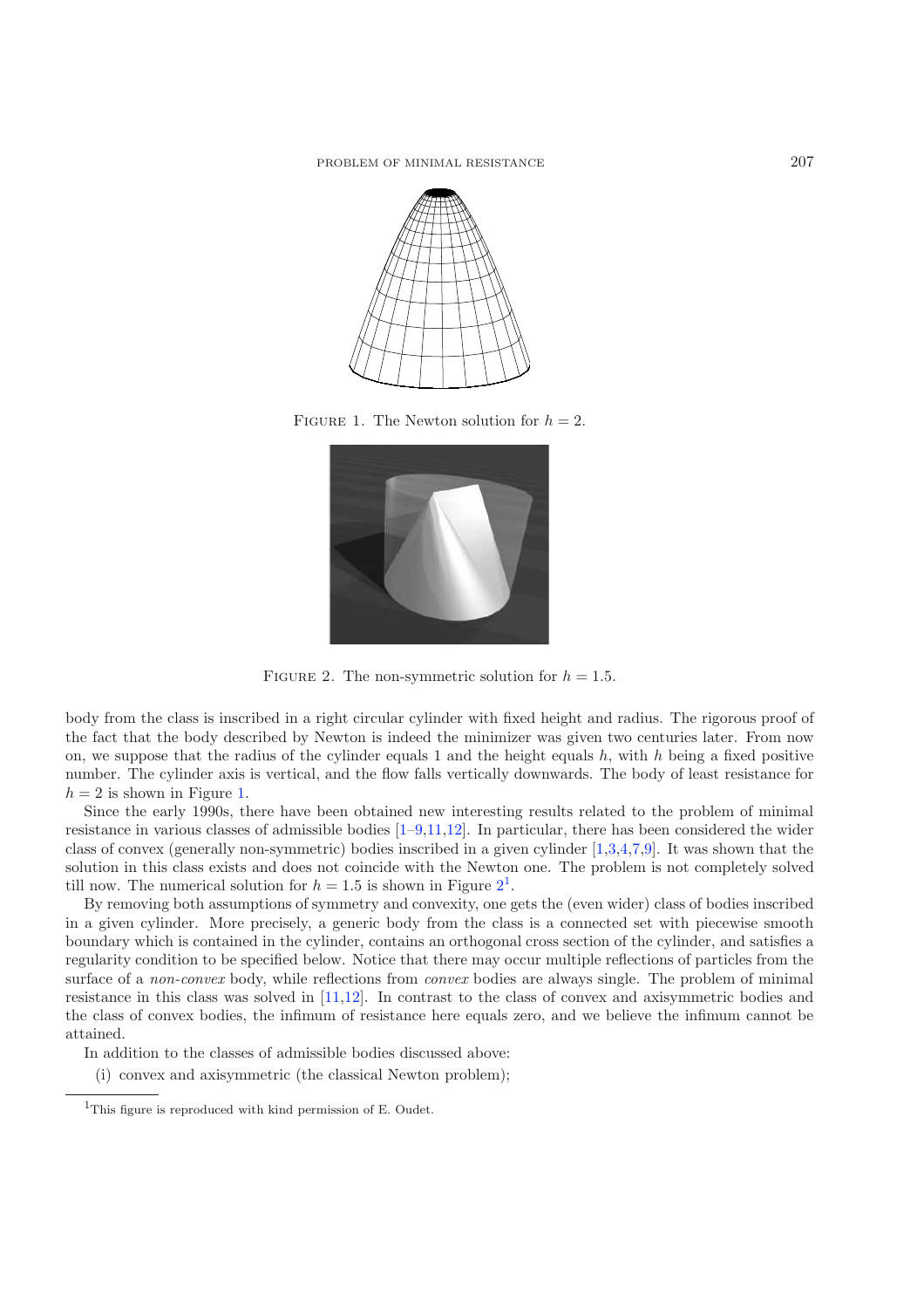FIGURE 1. The Newton solution for $h = 2$.

FIGURE 2. The non-symmetric solution for $h = 1.5$.

body from the class is inscribed in a right circular cylinder with fixed height and radius. The rigorous proof of the fact that the body described by Newton is indeed the minimizer was given two centuries later. From now on, we suppose that the radius of the cylinder equals 1 and the height equals $h$, with $h$ being a fixed positive number. The cylinder axis is vertical, and the flow falls vertically downwards. The body of least resistance for $h = 2$ is shown in Figure 1.

Since the early 1990s, there have been obtained new interesting results related to the problem of minimal resistance in various classes of admissible bodies [1–9,11,12]. In particular, there has been considered the wider class of convex (generally non-symmetric) bodies inscribed in a given cylinder [1,3,4,7,9]. It was shown that the solution in this class exists and does not coincide with the Newton one. The problem is not completely solved till now. The numerical solution for $h = 1.5$ is shown in Figure 2[1].

By removing both assumptions of symmetry and convexity, one gets the (even wider) class of bodies inscribed in a given cylinder. More precisely, a generic body from the class is a connected set with piecewise smooth boundary which is contained in the cylinder, contains an orthogonal cross section of the cylinder, and satisfies a regularity condition to be specified below. Notice that there may occur multiple reflections of particles from the surface of a *non-convex* body, while reflections from *convex* bodies are always single. The problem of minimal resistance in this class was solved in [11,12]. In contrast to the class of convex and axisymmetric bodies and the class of convex bodies, the infimum of resistance here equals zero, and we believe the infimum cannot be attained.

In addition to the classes of admissible bodies discussed above:

(i) convex and axisymmetric (the classical Newton problem);

[1]This figure is reproduced with kind permission of E. Oudet.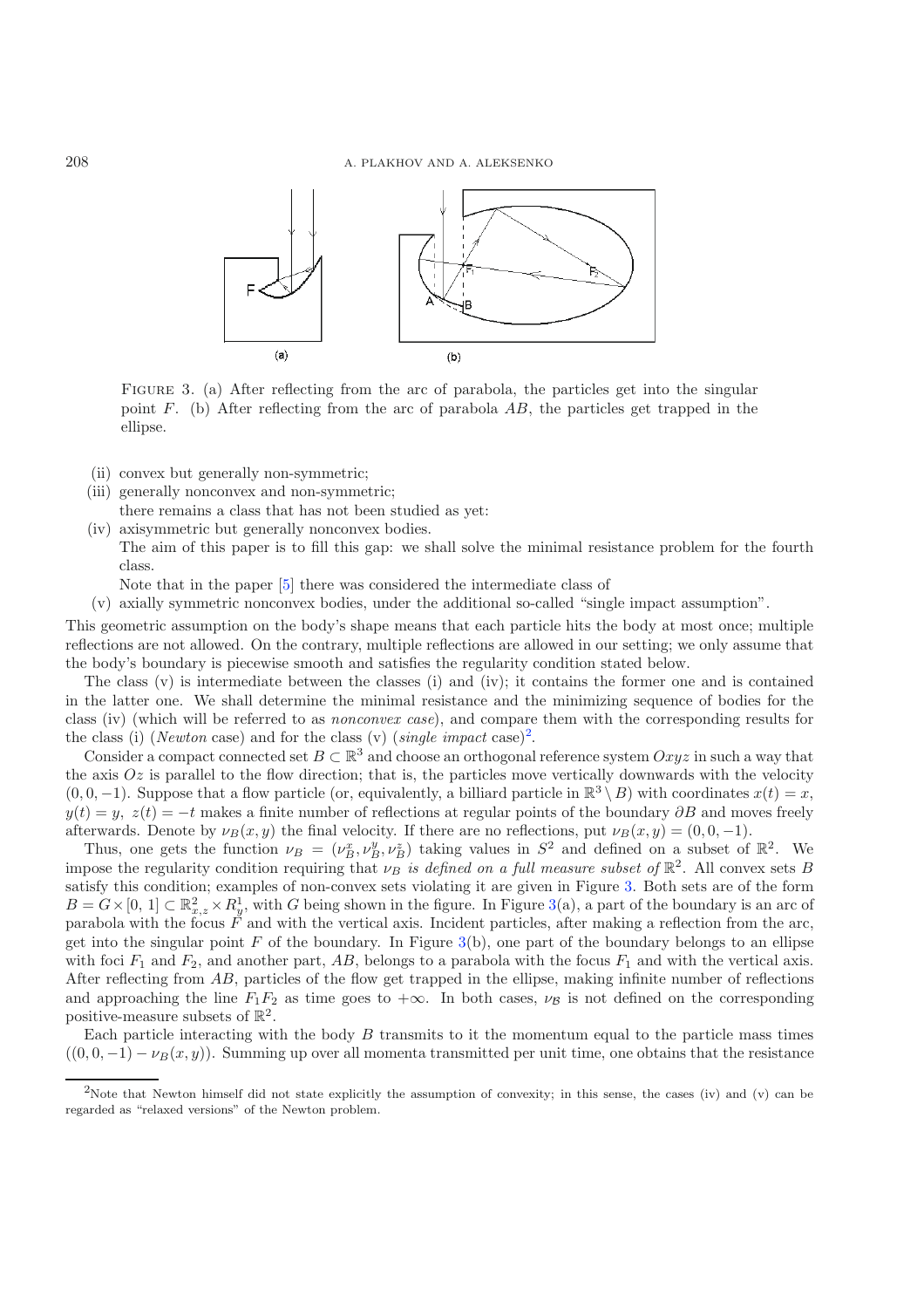FIGURE 3. (a) After reflecting from the arc of parabola, the particles get into the singular point $F$. (b) After reflecting from the arc of parabola $AB$, the particles get trapped in the ellipse.

(ii) convex but generally non-symmetric;

(iii) generally nonconvex and non-symmetric;

there remains a class that has not been studied as yet:

(iv) axisymmetric but generally nonconvex bodies.

The aim of this paper is to fill this gap: we shall solve the minimal resistance problem for the fourth class.

Note that in the paper [5] there was considered the intermediate class of

(v) axially symmetric nonconvex bodies, under the additional so-called "single impact assumption".

This geometric assumption on the body's shape means that each particle hits the body at most once; multiple reflections are not allowed. On the contrary, multiple reflections are allowed in our setting; we only assume that the body's boundary is piecewise smooth and satisfies the regularity condition stated below.

The class (v) is intermediate between the classes (i) and (iv); it contains the former one and is contained in the latter one. We shall determine the minimal resistance and the minimizing sequence of bodies for the class (iv) (which will be referred to as *nonconvex case*), and compare them with the corresponding results for the class (i) (*Newton* case) and for the class (v) (*single impact* case)[2].

Consider a compact connected set $B \subset \mathbb{R}^3$ and choose an orthogonal reference system $Oxyz$ in such a way that the axis $Oz$ is parallel to the flow direction; that is, the particles move vertically downwards with the velocity $(0, 0, -1)$. Suppose that a flow particle (or, equivalently, a billiard particle in $\mathbb{R}^3 \setminus B$) with coordinates $x(t) = x$, $y(t) = y$, $z(t) = -t$ makes a finite number of reflections at regular points of the boundary $\partial B$ and moves freely afterwards. Denote by $\nu_B(x, y)$ the final velocity. If there are no reflections, put $\nu_B(x, y) = (0, 0, -1)$.

Thus, one gets the function $\nu_B = (\nu_B^x, \nu_B^y, \nu_B^z)$ taking values in $S^2$ and defined on a subset of $\mathbb{R}^2$. We impose the regularity condition requiring that *$\nu_B$ is defined on a full measure subset of $\mathbb{R}^2$*. All convex sets $B$ satisfy this condition; examples of non-convex sets violating it are given in Figure 3. Both sets are of the form $B = G \times [0, 1] \subset \mathbb{R}^2_{x,z} \times R^1_y$, with $G$ being shown in the figure. In Figure 3(a), a part of the boundary is an arc of parabola with the focus $F$ and with the vertical axis. Incident particles, after making a reflection from the arc, get into the singular point $F$ of the boundary. In Figure 3(b), one part of the boundary belongs to an ellipse with foci $F_1$ and $F_2$, and another part, $AB$, belongs to a parabola with the focus $F_1$ and with the vertical axis. After reflecting from $AB$, particles of the flow get trapped in the ellipse, making infinite number of reflections and approaching the line $F_1F_2$ as time goes to $+\infty$. In both cases, $\nu_{\mathcal{B}}$ is not defined on the corresponding positive-measure subsets of $\mathbb{R}^2$.

Each particle interacting with the body $B$ transmits to it the momentum equal to the particle mass times $((0, 0, -1) - \nu_B(x, y))$. Summing up over all momenta transmitted per unit time, one obtains that the resistance

---

[2] Note that Newton himself did not state explicitly the assumption of convexity; in this sense, the cases (iv) and (v) can be regarded as "relaxed versions" of the Newton problem.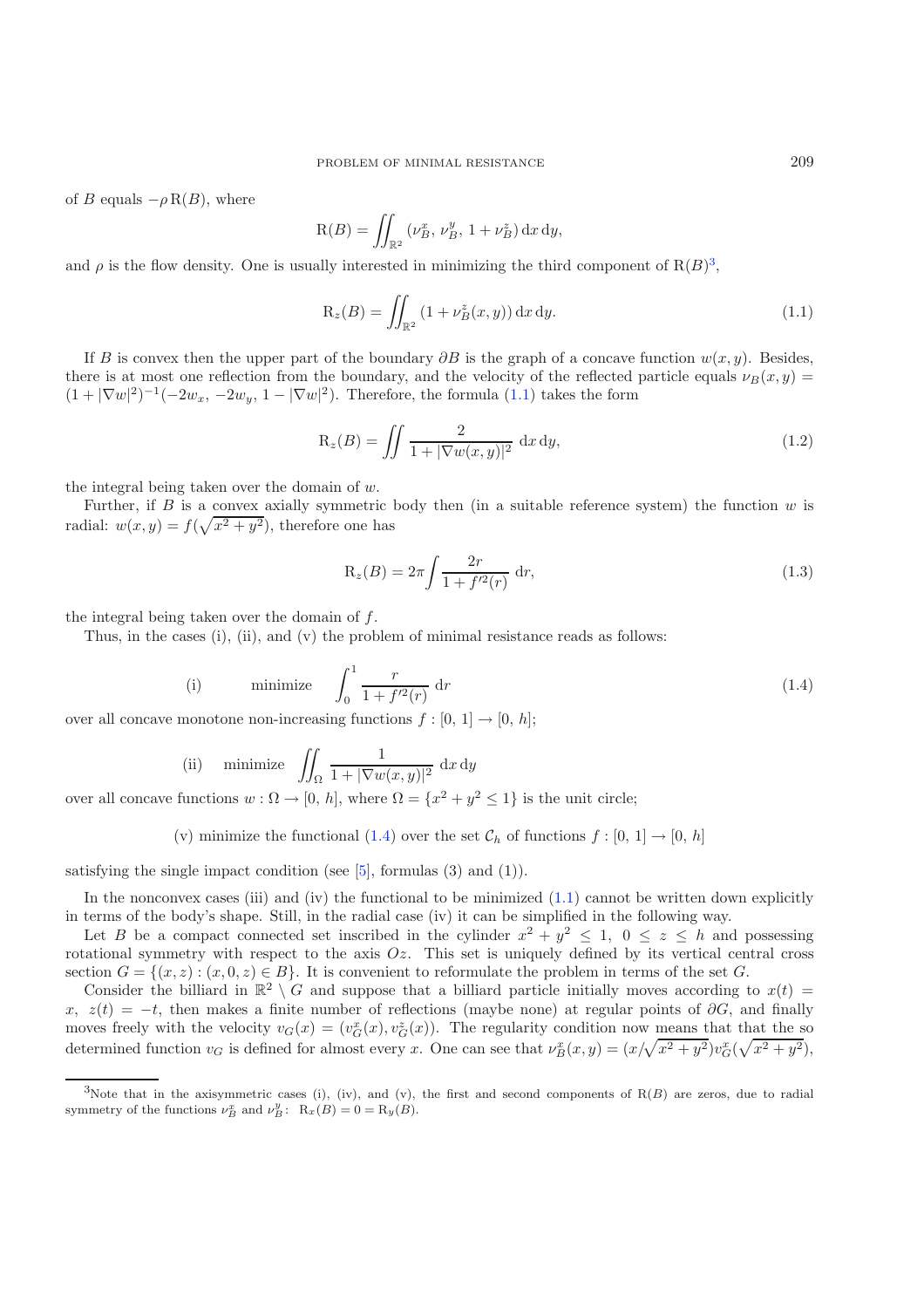of $B$ equals $-\rho\,\mathrm{R}(B)$, where

$$\mathrm{R}(B) = \iint_{\mathbb{R}^2} (\nu_B^x,\, \nu_B^y,\, 1+\nu_B^z)\,\mathrm{d}x\,\mathrm{d}y,$$

and $\rho$ is the flow density. One is usually interested in minimizing the third component of $\mathrm{R}(B)$[3],

$$\mathrm{R}_z(B) = \iint_{\mathbb{R}^2} (1+\nu_B^z(x,y))\,\mathrm{d}x\,\mathrm{d}y. \tag{1.1}$$

If $B$ is convex then the upper part of the boundary $\partial B$ is the graph of a concave function $w(x,y)$. Besides, there is at most one reflection from the boundary, and the velocity of the reflected particle equals $\nu_B(x,y) = (1+|\nabla w|^2)^{-1}(-2w_x,\,-2w_y,\,1-|\nabla w|^2)$. Therefore, the formula (1.1) takes the form

$$\mathrm{R}_z(B) = \iint \frac{2}{1+|\nabla w(x,y)|^2}\,\mathrm{d}x\,\mathrm{d}y, \tag{1.2}$$

the integral being taken over the domain of $w$.

Further, if $B$ is a convex axially symmetric body then (in a suitable reference system) the function $w$ is radial: $w(x,y) = f(\sqrt{x^2+y^2})$, therefore one has

$$\mathrm{R}_z(B) = 2\pi \int \frac{2r}{1+f'^2(r)}\,\mathrm{d}r, \tag{1.3}$$

the integral being taken over the domain of $f$.

Thus, in the cases (i), (ii), and (v) the problem of minimal resistance reads as follows:

$$\text{(i)} \qquad \text{minimize} \quad \int_0^1 \frac{r}{1+f'^2(r)}\,\mathrm{d}r \tag{1.4}$$

over all concave monotone non-increasing functions $f : [0,\,1] \to [0,\,h]$;

$$\text{(ii)} \quad \text{minimize} \quad \iint_\Omega \frac{1}{1+|\nabla w(x,y)|^2}\,\mathrm{d}x\,\mathrm{d}y$$

over all concave functions $w : \Omega \to [0,\,h]$, where $\Omega = \{x^2+y^2 \le 1\}$ is the unit circle;

(v) minimize the functional (1.4) over the set $\mathcal{C}_h$ of functions $f : [0,\,1] \to [0,\,h]$

satisfying the single impact condition (see [5], formulas (3) and (1)).

In the nonconvex cases (iii) and (iv) the functional to be minimized (1.1) cannot be written down explicitly in terms of the body's shape. Still, in the radial case (iv) it can be simplified in the following way.

Let $B$ be a compact connected set inscribed in the cylinder $x^2+y^2 \le 1$, $0 \le z \le h$ and possessing rotational symmetry with respect to the axis $Oz$. This set is uniquely defined by its vertical central cross section $G = \{(x,z) : (x,0,z) \in B\}$. It is convenient to reformulate the problem in terms of the set $G$.

Consider the billiard in $\mathbb{R}^2 \setminus G$ and suppose that a billiard particle initially moves according to $x(t) = x$, $z(t) = -t$, then makes a finite number of reflections (maybe none) at regular points of $\partial G$, and finally moves freely with the velocity $v_G(x) = (v_G^x(x), v_G^z(x))$. The regularity condition now means that that the so determined function $v_G$ is defined for almost every $x$. One can see that $\nu_B^x(x,y) = (x/\sqrt{x^2+y^2})v_G^x(\sqrt{x^2+y^2})$,

---

[3]Note that in the axisymmetric cases (i), (iv), and (v), the first and second components of $\mathrm{R}(B)$ are zeros, due to radial symmetry of the functions $\nu_B^x$ and $\nu_B^y$: $\mathrm{R}_x(B) = 0 = \mathrm{R}_y(B)$.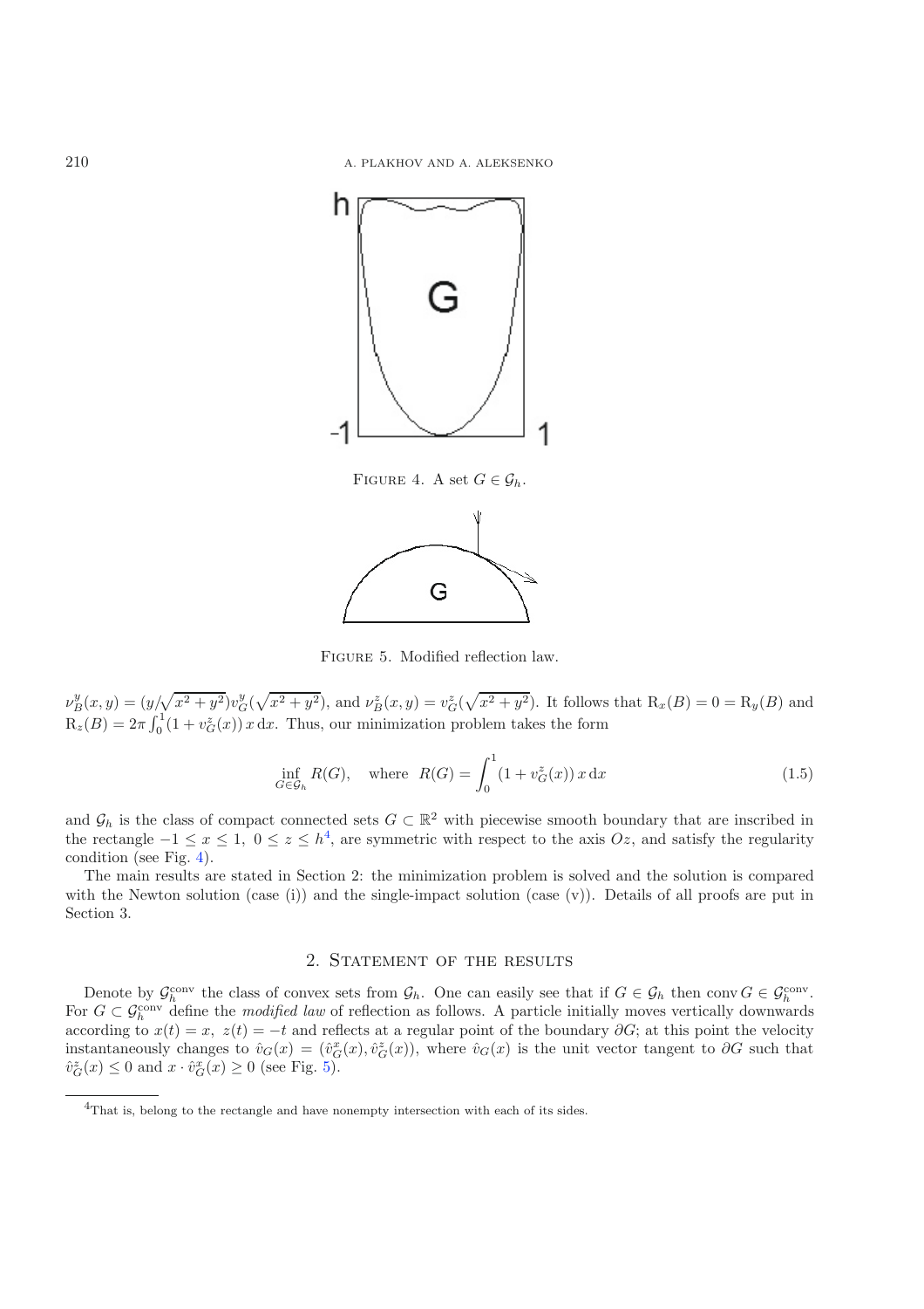FIGURE 4. A set $G \in \mathcal{G}_h$.

FIGURE 5. Modified reflection law.

$\nu_B^y(x,y) = (y/\sqrt{x^2+y^2}) v_G^y(\sqrt{x^2+y^2})$, and $\nu_B^z(x,y) = v_G^z(\sqrt{x^2+y^2})$. It follows that $\mathrm{R}_x(B) = 0 = \mathrm{R}_y(B)$ and $\mathrm{R}_z(B) = 2\pi \int_0^1 (1 + v_G^z(x))\, x\, \mathrm{d}x$. Thus, our minimization problem takes the form

$$\inf_{G \in \mathcal{G}_h} R(G), \quad \text{where} \quad R(G) = \int_0^1 (1 + v_G^z(x))\, x\, \mathrm{d}x \tag{1.5}$$

and $\mathcal{G}_h$ is the class of compact connected sets $G \subset \mathbb{R}^2$ with piecewise smooth boundary that are inscribed in the rectangle $-1 \le x \le 1,\ 0 \le z \le h$[4], are symmetric with respect to the axis $Oz$, and satisfy the regularity condition (see Fig. 4).

The main results are stated in Section 2: the minimization problem is solved and the solution is compared with the Newton solution (case (i)) and the single-impact solution (case (v)). Details of all proofs are put in Section 3.

## 2. Statement of the results

Denote by $\mathcal{G}_h^{\mathrm{conv}}$ the class of convex sets from $\mathcal{G}_h$. One can easily see that if $G \in \mathcal{G}_h$ then $\mathrm{conv}\, G \in \mathcal{G}_h^{\mathrm{conv}}$. For $G \subset \mathcal{G}_h^{\mathrm{conv}}$ define the *modified law* of reflection as follows. A particle initially moves vertically downwards according to $x(t) = x,\ z(t) = -t$ and reflects at a regular point of the boundary $\partial G$; at this point the velocity instantaneously changes to $\hat{v}_G(x) = (\hat{v}_G^x(x), \hat{v}_G^z(x))$, where $\hat{v}_G(x)$ is the unit vector tangent to $\partial G$ such that $\hat{v}_G^z(x) \le 0$ and $x \cdot \hat{v}_G^x(x) \ge 0$ (see Fig. 5).

[4] That is, belong to the rectangle and have nonempty intersection with each of its sides.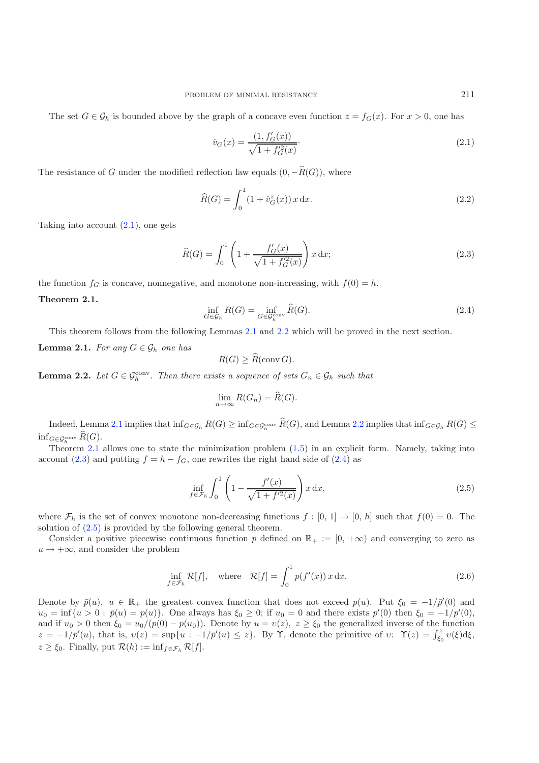The set $G \in \mathcal{G}_h$ is bounded above by the graph of a concave even function $z = f_G(x)$. For $x > 0$, one has

$$\hat{v}_G(x) = \frac{(1, f'_G(x))}{\sqrt{1 + f'^2_G(x)}}\cdot \tag{2.1}$$

The resistance of $G$ under the modified reflection law equals $(0, -\widehat{R}(G))$, where

$$\widehat{R}(G) = \int_0^1 (1 + \hat{v}_G^z(x))\, x \,\mathrm{d}x. \tag{2.2}$$

Taking into account (2.1), one gets

$$\widehat{R}(G) = \int_0^1 \left(1 + \frac{f'_G(x)}{\sqrt{1 + f'^2_G(x)}}\right) x \,\mathrm{d}x; \tag{2.3}$$

the function $f_G$ is concave, nonnegative, and monotone non-increasing, with $f(0) = h$.

**Theorem 2.1.**

$$\inf_{G \in \mathcal{G}_h} R(G) = \inf_{G \in \mathcal{G}_h^{\mathrm{conv}}} \widehat{R}(G). \tag{2.4}$$

This theorem follows from the following Lemmas 2.1 and 2.2 which will be proved in the next section.

**Lemma 2.1.** *For any $G \in \mathcal{G}_h$ one has*

$$R(G) \geq \widehat{R}(\operatorname{conv} G).$$

**Lemma 2.2.** *Let $G \in \mathcal{G}_h^{\mathrm{conv}}$. Then there exists a sequence of sets $G_n \in \mathcal{G}_h$ such that*

$$\lim_{n \to \infty} R(G_n) = \widehat{R}(G).$$

Indeed, Lemma 2.1 implies that $\inf_{G \in \mathcal{G}_h} R(G) \geq \inf_{G \in \mathcal{G}_h^{\mathrm{conv}}} \widehat{R}(G)$, and Lemma 2.2 implies that $\inf_{G \in \mathcal{G}_h} R(G) \leq \inf_{G \in \mathcal{G}_h^{\mathrm{conv}}} \widehat{R}(G)$.

Theorem 2.1 allows one to state the minimization problem (1.5) in an explicit form. Namely, taking into account (2.3) and putting $f = h - f_G$, one rewrites the right hand side of (2.4) as

$$\inf_{f \in \mathcal{F}_h} \int_0^1 \left(1 - \frac{f'(x)}{\sqrt{1 + f'^2(x)}}\right) x \,\mathrm{d}x, \tag{2.5}$$

where $\mathcal{F}_h$ is the set of convex monotone non-decreasing functions $f : [0, 1] \to [0, h]$ such that $f(0) = 0$. The solution of (2.5) is provided by the following general theorem.

Consider a positive piecewise continuous function $p$ defined on $\mathbb{R}_+ := [0, +\infty)$ and converging to zero as $u \to +\infty$, and consider the problem

$$\inf_{f \in \mathcal{F}_h} \mathcal{R}[f], \quad \text{where} \quad \mathcal{R}[f] = \int_0^1 p(f'(x))\, x \,\mathrm{d}x. \tag{2.6}$$

Denote by $\bar{p}(u)$, $u \in \mathbb{R}_+$ the greatest convex function that does not exceed $p(u)$. Put $\xi_0 = -1/\bar{p}'(0)$ and $u_0 = \inf\{u > 0 : \bar{p}(u) = p(u)\}$. One always has $\xi_0 \geq 0$; if $u_0 = 0$ and there exists $p'(0)$ then $\xi_0 = -1/p'(0)$, and if $u_0 > 0$ then $\xi_0 = u_0/(p(0) - p(u_0))$. Denote by $u = \upsilon(z)$, $z \geq \xi_0$ the generalized inverse of the function $z = -1/\bar{p}'(u)$, that is, $\upsilon(z) = \sup\{u : -1/\bar{p}'(u) \leq z\}$. By $\Upsilon$, denote the primitive of $\upsilon$: $\Upsilon(z) = \int_{\xi_0}^z \upsilon(\xi)\mathrm{d}\xi$, $z \geq \xi_0$. Finally, put $\mathcal{R}(h) := \inf_{f \in \mathcal{F}_h} \mathcal{R}[f]$.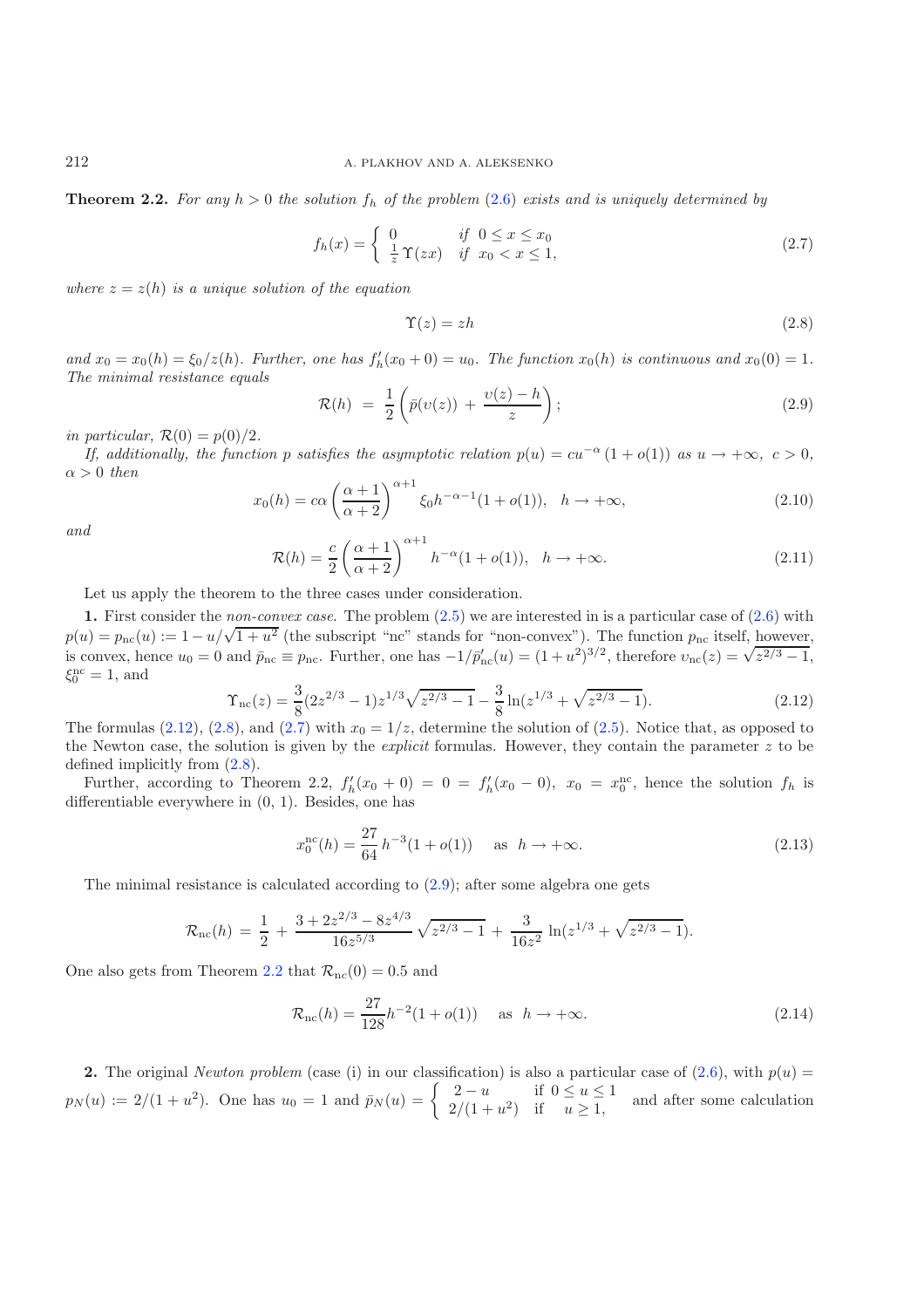**Theorem 2.2.** *For any $h > 0$ the solution $f_h$ of the problem* (2.6) *exists and is uniquely determined by*

$$f_h(x) = \begin{cases} 0 & \text{if } \ 0 \le x \le x_0 \\ \frac{1}{z}\, \Upsilon(zx) & \text{if } \ x_0 < x \le 1, \end{cases} \tag{2.7}$$

*where $z = z(h)$ is a unique solution of the equation*

$$\Upsilon(z) = zh \tag{2.8}$$

*and $x_0 = x_0(h) = \xi_0/z(h)$. Further, one has $f_h'(x_0 + 0) = u_0$. The function $x_0(h)$ is continuous and $x_0(0) = 1$. The minimal resistance equals*

$$\mathcal{R}(h) \ = \ \frac{1}{2}\left(\bar{p}(\upsilon(z)) \ + \ \frac{\upsilon(z) - h}{z}\right); \tag{2.9}$$

*in particular, $\mathcal{R}(0) = p(0)/2$.*

*If, additionally, the function $p$ satisfies the asymptotic relation $p(u) = cu^{-\alpha}\,(1 + o(1))$ as $u \to +\infty$, $c > 0$, $\alpha > 0$ then*

$$x_0(h) = c\alpha \left(\frac{\alpha + 1}{\alpha + 2}\right)^{\alpha+1} \xi_0 h^{-\alpha-1}(1 + o(1)), \quad h \to +\infty, \tag{2.10}$$

*and*

$$\mathcal{R}(h) = \frac{c}{2}\left(\frac{\alpha + 1}{\alpha + 2}\right)^{\alpha+1} h^{-\alpha}(1 + o(1)), \quad h \to +\infty. \tag{2.11}$$

Let us apply the theorem to the three cases under consideration.

**1.** First consider the *non-convex case*. The problem (2.5) we are interested in is a particular case of (2.6) with $p(u) = p_{\rm nc}(u) := 1 - u/\sqrt{1 + u^2}$ (the subscript "nc" stands for "non-convex"). The function $p_{\rm nc}$ itself, however, is convex, hence $u_0 = 0$ and $\bar{p}_{\rm nc} \equiv p_{\rm nc}$. Further, one has $-1/\bar{p}_{\rm nc}'(u) = (1 + u^2)^{3/2}$, therefore $\upsilon_{\rm nc}(z) = \sqrt{z^{2/3} - 1}$, $\xi_0^{\rm nc} = 1$, and

$$\Upsilon_{\rm nc}(z) = \frac{3}{8}(2z^{2/3} - 1)z^{1/3}\sqrt{z^{2/3} - 1} - \frac{3}{8}\ln(z^{1/3} + \sqrt{z^{2/3} - 1}). \tag{2.12}$$

The formulas (2.12), (2.8), and (2.7) with $x_0 = 1/z$, determine the solution of (2.5). Notice that, as opposed to the Newton case, the solution is given by the *explicit* formulas. However, they contain the parameter $z$ to be defined implicitly from (2.8).

Further, according to Theorem 2.2, $f_h'(x_0 + 0) = 0 = f_h'(x_0 - 0)$, $x_0 = x_0^{\rm nc}$, hence the solution $f_h$ is differentiable everywhere in $(0, 1)$. Besides, one has

$$x_0^{\rm nc}(h) = \frac{27}{64}\, h^{-3}(1 + o(1)) \quad \text{ as } \ h \to +\infty. \tag{2.13}$$

The minimal resistance is calculated according to (2.9); after some algebra one gets

$$\mathcal{R}_{\rm nc}(h) \ = \ \frac{1}{2} \ + \ \frac{3 + 2z^{2/3} - 8z^{4/3}}{16z^{5/3}}\sqrt{z^{2/3} - 1} \ + \ \frac{3}{16z^2}\ln(z^{1/3} + \sqrt{z^{2/3} - 1}).$$

One also gets from Theorem 2.2 that $\mathcal{R}_{\rm nc}(0) = 0.5$ and

$$\mathcal{R}_{\rm nc}(h) = \frac{27}{128} h^{-2}(1 + o(1)) \quad \text{ as } \ h \to +\infty. \tag{2.14}$$

**2.** The original *Newton problem* (case (i) in our classification) is also a particular case of (2.6), with $p(u) = p_N(u) := 2/(1 + u^2)$. One has $u_0 = 1$ and $\bar{p}_N(u) = \begin{cases} 2 - u & \text{if } \ 0 \le u \le 1 \\ 2/(1 + u^2) & \text{if } \quad u \ge 1, \end{cases}$ and after some calculation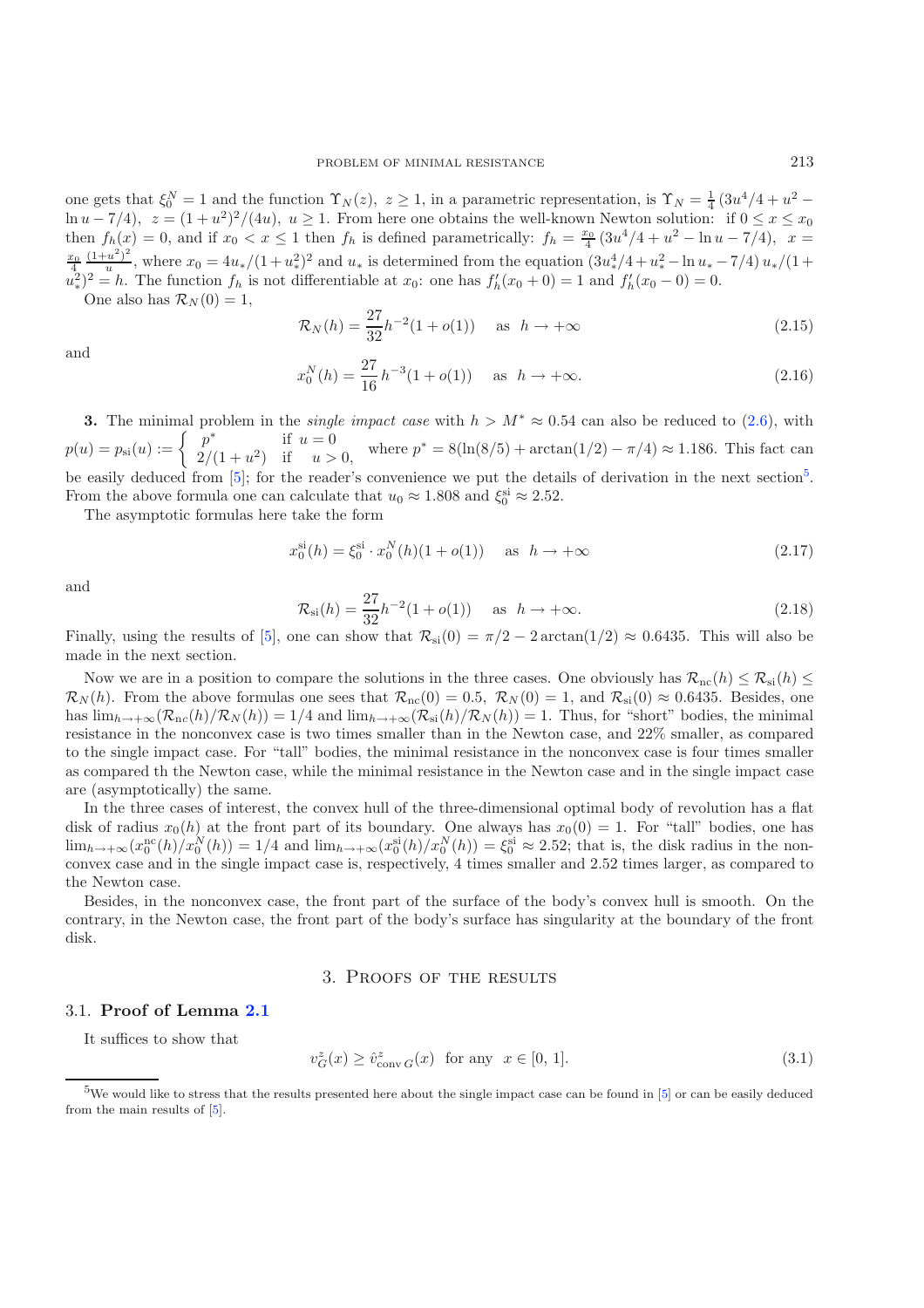one gets that $\xi_0^N = 1$ and the function $\Upsilon_N(z)$, $z \ge 1$, in a parametric representation, is $\Upsilon_N = \frac{1}{4}(3u^4/4 + u^2 - \ln u - 7/4)$, $z = (1+u^2)^2/(4u)$, $u \ge 1$. From here one obtains the well-known Newton solution: if $0 \le x \le x_0$ then $f_h(x) = 0$, and if $x_0 < x \le 1$ then $f_h$ is defined parametrically: $f_h = \frac{x_0}{4}(3u^4/4 + u^2 - \ln u - 7/4)$, $x = \frac{x_0}{4}\frac{(1+u^2)^2}{u}$, where $x_0 = 4u_*/(1+u_*^2)^2$ and $u_*$ is determined from the equation $(3u_*^4/4 + u_*^2 - \ln u_* - 7/4)\,u_*/(1+u_*^2)^2 = h$. The function $f_h$ is not differentiable at $x_0$: one has $f_h'(x_0+0) = 1$ and $f_h'(x_0-0) = 0$.

One also has $\mathcal{R}_N(0) = 1$,

$$\mathcal{R}_N(h) = \frac{27}{32}h^{-2}(1+o(1)) \quad \text{as} \;\; h \to +\infty \tag{2.15}$$

and

$$x_0^N(h) = \frac{27}{16}h^{-3}(1+o(1)) \quad \text{as} \;\; h \to +\infty. \tag{2.16}$$

**3.** The minimal problem in the *single impact case* with $h > M^* \approx 0.54$ can also be reduced to (2.6), with $p(u) = p_{\text{si}}(u) := \begin{cases} p^* & \text{if } u = 0 \\ 2/(1+u^2) & \text{if } \;\; u > 0, \end{cases}$ where $p^* = 8(\ln(8/5) + \arctan(1/2) - \pi/4) \approx 1.186$. This fact can be easily deduced from [5]; for the reader's convenience we put the details of derivation in the next section[5]. From the above formula one can calculate that $u_0 \approx 1.808$ and $\xi_0^{\text{si}} \approx 2.52$.

The asymptotic formulas here take the form

$$x_0^{\text{si}}(h) = \xi_0^{\text{si}} \cdot x_0^N(h)(1+o(1)) \quad \text{as} \;\; h \to +\infty \tag{2.17}$$

and

$$\mathcal{R}_{\text{si}}(h) = \frac{27}{32}h^{-2}(1+o(1)) \quad \text{as} \;\; h \to +\infty. \tag{2.18}$$

Finally, using the results of [5], one can show that $\mathcal{R}_{\text{si}}(0) = \pi/2 - 2\arctan(1/2) \approx 0.6435$. This will also be made in the next section.

Now we are in a position to compare the solutions in the three cases. One obviously has $\mathcal{R}_{\text{nc}}(h) \le \mathcal{R}_{\text{si}}(h) \le \mathcal{R}_N(h)$. From the above formulas one sees that $\mathcal{R}_{\text{nc}}(0) = 0.5$, $\mathcal{R}_N(0) = 1$, and $\mathcal{R}_{\text{si}}(0) \approx 0.6435$. Besides, one has $\lim_{h\to+\infty}(\mathcal{R}_{\text{nc}}(h)/\mathcal{R}_N(h)) = 1/4$ and $\lim_{h\to+\infty}(\mathcal{R}_{\text{si}}(h)/\mathcal{R}_N(h)) = 1$. Thus, for "short" bodies, the minimal resistance in the nonconvex case is two times smaller than in the Newton case, and 22% smaller, as compared to the single impact case. For "tall" bodies, the minimal resistance in the nonconvex case is four times smaller as compared th the Newton case, while the minimal resistance in the Newton case and in the single impact case are (asymptotically) the same.

In the three cases of interest, the convex hull of the three-dimensional optimal body of revolution has a flat disk of radius $x_0(h)$ at the front part of its boundary. One always has $x_0(0) = 1$. For "tall" bodies, one has $\lim_{h\to+\infty}(x_0^{\text{nc}}(h)/x_0^N(h)) = 1/4$ and $\lim_{h\to+\infty}(x_0^{\text{si}}(h)/x_0^N(h)) = \xi_0^{\text{si}} \approx 2.52$; that is, the disk radius in the nonconvex case and in the single impact case is, respectively, 4 times smaller and 2.52 times larger, as compared to the Newton case.

Besides, in the nonconvex case, the front part of the surface of the body's convex hull is smooth. On the contrary, in the Newton case, the front part of the body's surface has singularity at the boundary of the front disk.

## 3. Proofs of the results

### 3.1. Proof of Lemma 2.1

It suffices to show that

$$v_G^z(x) \ge \hat{v}_{\text{conv}\, G}^z(x) \;\; \text{for any} \;\; x \in [0, 1]. \tag{3.1}$$

[5] We would like to stress that the results presented here about the single impact case can be found in [5] or can be easily deduced from the main results of [5].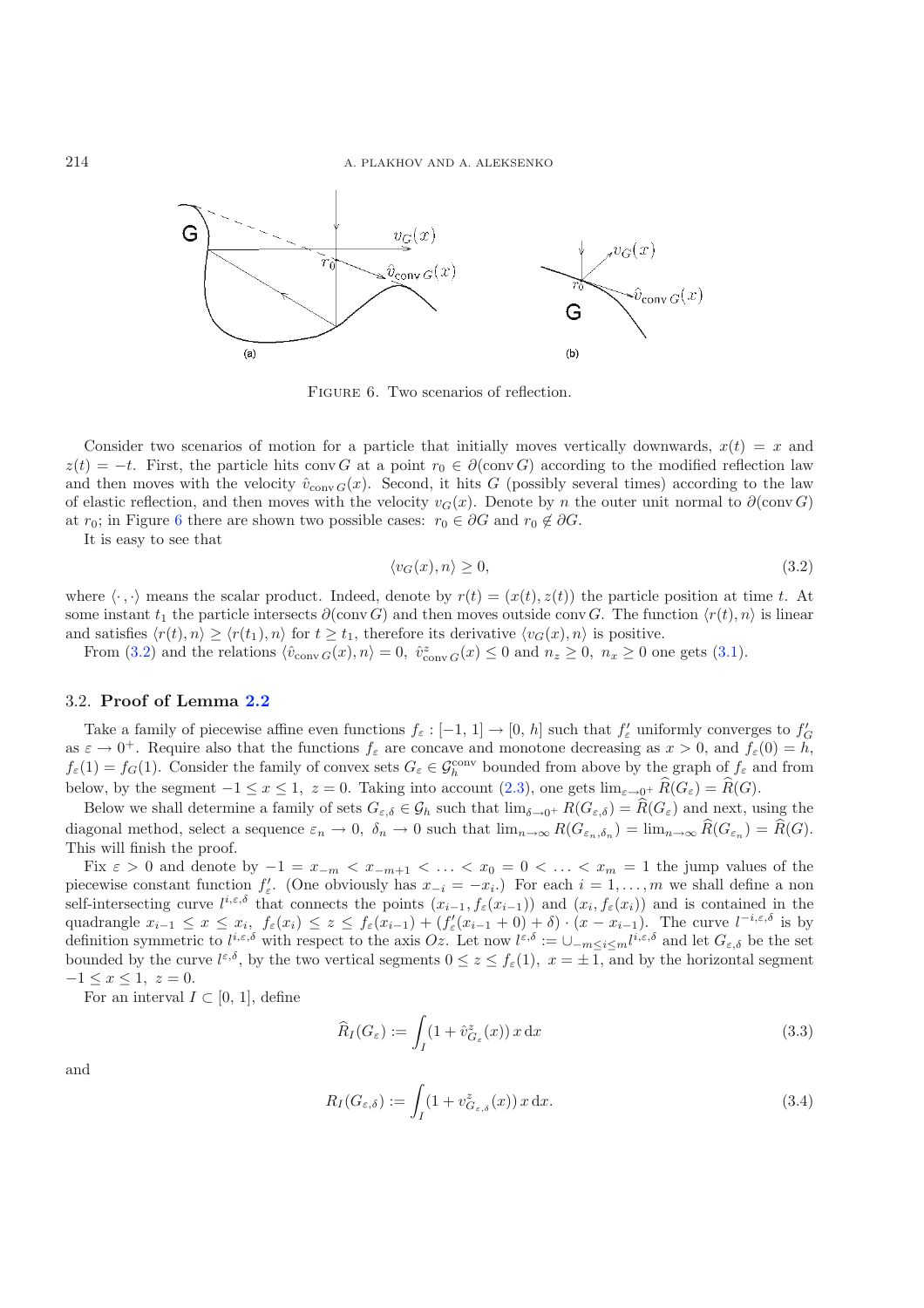FIGURE 6. Two scenarios of reflection.

Consider two scenarios of motion for a particle that initially moves vertically downwards, $x(t) = x$ and $z(t) = -t$. First, the particle hits $\operatorname{conv} G$ at a point $r_0 \in \partial(\operatorname{conv} G)$ according to the modified reflection law and then moves with the velocity $\hat{v}_{\operatorname{conv} G}(x)$. Second, it hits $G$ (possibly several times) according to the law of elastic reflection, and then moves with the velocity $v_G(x)$. Denote by $n$ the outer unit normal to $\partial(\operatorname{conv} G)$ at $r_0$; in Figure 6 there are shown two possible cases: $r_0 \in \partial G$ and $r_0 \notin \partial G$.

It is easy to see that

$$\langle v_G(x), n \rangle \geq 0, \tag{3.2}$$

where $\langle \cdot, \cdot \rangle$ means the scalar product. Indeed, denote by $r(t) = (x(t), z(t))$ the particle position at time $t$. At some instant $t_1$ the particle intersects $\partial(\operatorname{conv} G)$ and then moves outside $\operatorname{conv} G$. The function $\langle r(t), n \rangle$ is linear and satisfies $\langle r(t), n \rangle \geq \langle r(t_1), n \rangle$ for $t \geq t_1$, therefore its derivative $\langle v_G(x), n \rangle$ is positive.

From (3.2) and the relations $\langle \hat{v}_{\operatorname{conv} G}(x), n \rangle = 0$, $\hat{v}^z_{\operatorname{conv} G}(x) \leq 0$ and $n_z \geq 0$, $n_x \geq 0$ one gets (3.1).

### 3.2. **Proof of Lemma 2.2**

Take a family of piecewise affine even functions $f_\varepsilon : [-1, 1] \to [0, h]$ such that $f'_\varepsilon$ uniformly converges to $f'_G$ as $\varepsilon \to 0^+$. Require also that the functions $f_\varepsilon$ are concave and monotone decreasing as $x > 0$, and $f_\varepsilon(0) = h$, $f_\varepsilon(1) = f_G(1)$. Consider the family of convex sets $G_\varepsilon \in \mathcal{G}_h^{\text{conv}}$ bounded from above by the graph of $f_\varepsilon$ and from below, by the segment $-1 \leq x \leq 1$, $z = 0$. Taking into account (2.3), one gets $\lim_{\varepsilon \to 0^+} \widehat{R}(G_\varepsilon) = \widehat{R}(G)$.

Below we shall determine a family of sets $G_{\varepsilon,\delta} \in \mathcal{G}_h$ such that $\lim_{\delta \to 0^+} R(G_{\varepsilon,\delta}) = \widehat{R}(G_\varepsilon)$ and next, using the diagonal method, select a sequence $\varepsilon_n \to 0$, $\delta_n \to 0$ such that $\lim_{n\to\infty} R(G_{\varepsilon_n,\delta_n}) = \lim_{n\to\infty} \widehat{R}(G_{\varepsilon_n}) = \widehat{R}(G)$. This will finish the proof.

Fix $\varepsilon > 0$ and denote by $-1 = x_{-m} < x_{-m+1} < \ldots < x_0 = 0 < \ldots < x_m = 1$ the jump values of the piecewise constant function $f'_\varepsilon$. (One obviously has $x_{-i} = -x_i$.) For each $i = 1, \ldots, m$ we shall define a non self-intersecting curve $l^{i,\varepsilon,\delta}$ that connects the points $(x_{i-1}, f_\varepsilon(x_{i-1}))$ and $(x_i, f_\varepsilon(x_i))$ and is contained in the quadrangle $x_{i-1} \leq x \leq x_i$, $f_\varepsilon(x_i) \leq z \leq f_\varepsilon(x_{i-1}) + (f'_\varepsilon(x_{i-1} + 0) + \delta) \cdot (x - x_{i-1})$. The curve $l^{-i,\varepsilon,\delta}$ is by definition symmetric to $l^{i,\varepsilon,\delta}$ with respect to the axis $Oz$. Let now $l^{\varepsilon,\delta} := \cup_{-m \leq i \leq m} l^{i,\varepsilon,\delta}$ and let $G_{\varepsilon,\delta}$ be the set bounded by the curve $l^{\varepsilon,\delta}$, by the two vertical segments $0 \leq z \leq f_\varepsilon(1)$, $x = \pm 1$, and by the horizontal segment $-1 \leq x \leq 1$, $z = 0$.

For an interval $I \subset [0, 1]$, define

$$\widehat{R}_I(G_\varepsilon) := \int_I (1 + \hat{v}^z_{G_\varepsilon}(x))\, x \,\mathrm{d}x \tag{3.3}$$

and

$$R_I(G_{\varepsilon,\delta}) := \int_I (1 + v^z_{G_{\varepsilon,\delta}}(x))\, x \,\mathrm{d}x. \tag{3.4}$$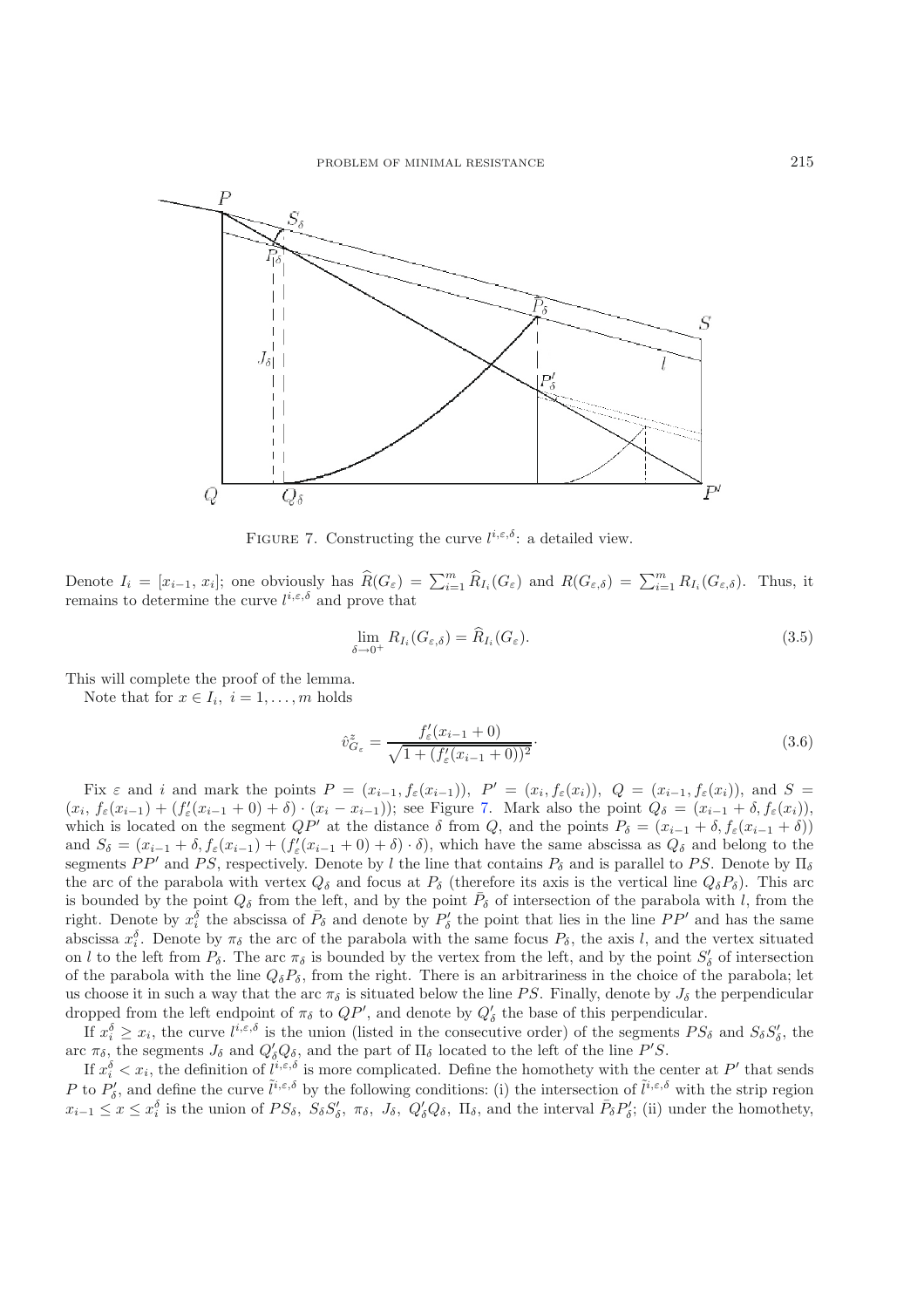FIGURE 7. Constructing the curve $l^{i,\varepsilon,\delta}$: a detailed view.

Denote $I_i = [x_{i-1}, x_i]$; one obviously has $\widehat{R}(G_\varepsilon) = \sum_{i=1}^m \widehat{R}_{I_i}(G_\varepsilon)$ and $R(G_{\varepsilon,\delta}) = \sum_{i=1}^m R_{I_i}(G_{\varepsilon,\delta})$. Thus, it remains to determine the curve $l^{i,\varepsilon,\delta}$ and prove that

$$\lim_{\delta\to 0^+} R_{I_i}(G_{\varepsilon,\delta}) = \widehat{R}_{I_i}(G_\varepsilon). \tag{3.5}$$

This will complete the proof of the lemma.

Note that for $x \in I_i$, $i = 1, \ldots, m$ holds

$$\hat{v}^z_{G_\varepsilon} = \frac{f'_\varepsilon(x_{i-1}+0)}{\sqrt{1+(f'_\varepsilon(x_{i-1}+0))^2}}. \tag{3.6}$$

Fix $\varepsilon$ and $i$ and mark the points $P = (x_{i-1}, f_\varepsilon(x_{i-1}))$, $P' = (x_i, f_\varepsilon(x_i))$, $Q = (x_{i-1}, f_\varepsilon(x_i))$, and $S = (x_i,\, f_\varepsilon(x_{i-1}) + (f'_\varepsilon(x_{i-1}+0)+\delta)\cdot(x_i - x_{i-1}))$; see Figure 7. Mark also the point $Q_\delta = (x_{i-1}+\delta, f_\varepsilon(x_i))$, which is located on the segment $QP'$ at the distance $\delta$ from $Q$, and the points $P_\delta = (x_{i-1}+\delta, f_\varepsilon(x_{i-1}+\delta))$ and $S_\delta = (x_{i-1}+\delta, f_\varepsilon(x_{i-1}) + (f'_\varepsilon(x_{i-1}+0)+\delta)\cdot\delta)$, which have the same abscissa as $Q_\delta$ and belong to the segments $PP'$ and $PS$, respectively. Denote by $l$ the line that contains $P_\delta$ and is parallel to $PS$. Denote by $\Pi_\delta$ the arc of the parabola with vertex $Q_\delta$ and focus at $P_\delta$ (therefore its axis is the vertical line $Q_\delta P_\delta$). This arc is bounded by the point $Q_\delta$ from the left, and by the point $\bar{P}_\delta$ of intersection of the parabola with $l$, from the right. Denote by $x_i^\delta$ the abscissa of $\bar{P}_\delta$ and denote by $P'_\delta$ the point that lies in the line $PP'$ and has the same abscissa $x_i^\delta$. Denote by $\pi_\delta$ the arc of the parabola with the same focus $P_\delta$, the axis $l$, and the vertex situated on $l$ to the left from $P_\delta$. The arc $\pi_\delta$ is bounded by the vertex from the left, and by the point $S'_\delta$ of intersection of the parabola with the line $Q_\delta P_\delta$, from the right. There is an arbitrariness in the choice of the parabola; let us choose it in such a way that the arc $\pi_\delta$ is situated below the line $PS$. Finally, denote by $J_\delta$ the perpendicular dropped from the left endpoint of $\pi_\delta$ to $QP'$, and denote by $Q'_\delta$ the base of this perpendicular.

If $x_i^\delta \geq x_i$, the curve $l^{i,\varepsilon,\delta}$ is the union (listed in the consecutive order) of the segments $PS_\delta$ and $S_\delta S'_\delta$, the arc $\pi_\delta$, the segments $J_\delta$ and $Q'_\delta Q_\delta$, and the part of $\Pi_\delta$ located to the left of the line $P'S$.

If $x_i^\delta < x_i$, the definition of $l^{i,\varepsilon,\delta}$ is more complicated. Define the homothety with the center at $P'$ that sends $P$ to $P'_\delta$, and define the curve $\tilde{l}^{i,\varepsilon,\delta}$ by the following conditions: (i) the intersection of $\tilde{l}^{i,\varepsilon,\delta}$ with the strip region $x_{i-1} \leq x \leq x_i^\delta$ is the union of $PS_\delta$, $S_\delta S'_\delta$, $\pi_\delta$, $J_\delta$, $Q'_\delta Q_\delta$, $\Pi_\delta$, and the interval $\bar{P}_\delta P'_\delta$; (ii) under the homothety,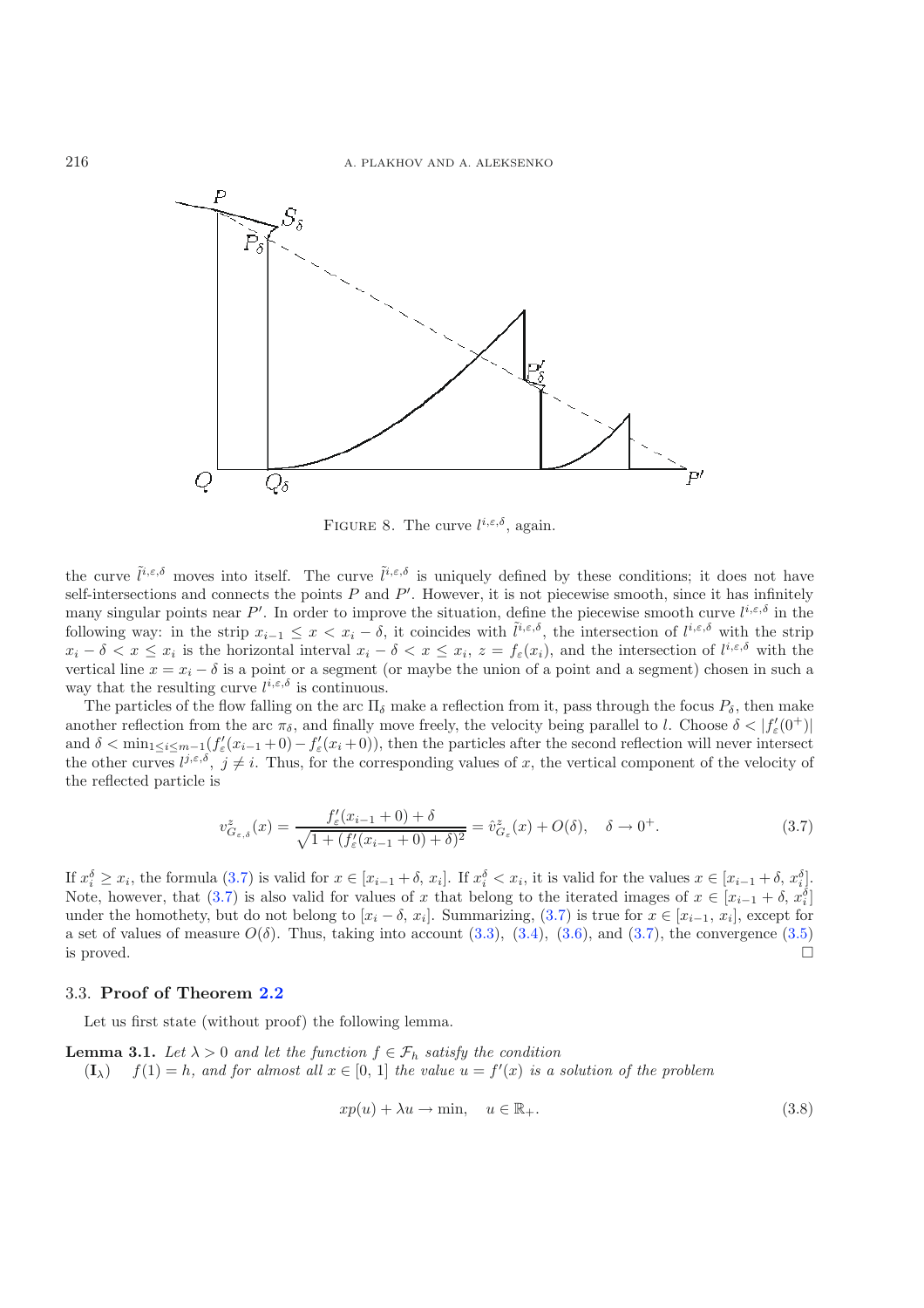FIGURE 8. The curve $l^{i,\varepsilon,\delta}$, again.

the curve $\tilde{l}^{i,\varepsilon,\delta}$ moves into itself. The curve $\tilde{l}^{i,\varepsilon,\delta}$ is uniquely defined by these conditions; it does not have self-intersections and connects the points $P$ and $P'$. However, it is not piecewise smooth, since it has infinitely many singular points near $P'$. In order to improve the situation, define the piecewise smooth curve $l^{i,\varepsilon,\delta}$ in the following way: in the strip $x_{i-1} \le x < x_i - \delta$, it coincides with $\tilde{l}^{i,\varepsilon,\delta}$, the intersection of $l^{i,\varepsilon,\delta}$ with the strip $x_i - \delta < x \le x_i$ is the horizontal interval $x_i - \delta < x \le x_i$, $z = f_\varepsilon(x_i)$, and the intersection of $l^{i,\varepsilon,\delta}$ with the vertical line $x = x_i - \delta$ is a point or a segment (or maybe the union of a point and a segment) chosen in such a way that the resulting curve $l^{i,\varepsilon,\delta}$ is continuous.

The particles of the flow falling on the arc $\Pi_\delta$ make a reflection from it, pass through the focus $P_\delta$, then make another reflection from the arc $\pi_\delta$, and finally move freely, the velocity being parallel to $l$. Choose $\delta < |f'_\varepsilon(0^+)|$ and $\delta < \min_{1\le i\le m-1}(f'_\varepsilon(x_{i-1}+0) - f'_\varepsilon(x_i+0))$, then the particles after the second reflection will never intersect the other curves $l^{j,\varepsilon,\delta}$, $j \ne i$. Thus, for the corresponding values of $x$, the vertical component of the velocity of the reflected particle is

$$v^z_{G_{\varepsilon,\delta}}(x) = \frac{f'_\varepsilon(x_{i-1}+0) + \delta}{\sqrt{1 + (f'_\varepsilon(x_{i-1}+0)+\delta)^2}} = \hat{v}^z_{G_\varepsilon}(x) + O(\delta), \quad \delta \to 0^+. \tag{3.7}$$

If $x_i^\delta \ge x_i$, the formula (3.7) is valid for $x \in [x_{i-1}+\delta, x_i]$. If $x_i^\delta < x_i$, it is valid for the values $x \in [x_{i-1}+\delta, x_i^\delta]$. Note, however, that (3.7) is also valid for values of $x$ that belong to the iterated images of $x \in [x_{i-1}+\delta, x_i^\delta]$ under the homothety, but do not belong to $[x_i - \delta, x_i]$. Summarizing, (3.7) is true for $x \in [x_{i-1}, x_i]$, except for a set of values of measure $O(\delta)$. Thus, taking into account (3.3), (3.4), (3.6), and (3.7), the convergence (3.5) is proved. $\square$

### 3.3. **Proof of Theorem 2.2**

Let us first state (without proof) the following lemma.

**Lemma 3.1.** *Let $\lambda > 0$ and let the function $f \in \mathcal{F}_h$ satisfy the condition*

$(\mathbf{I}_\lambda)$ *$f(1) = h$, and for almost all $x \in [0, 1]$ the value $u = f'(x)$ is a solution of the problem*

$$xp(u) + \lambda u \to \min, \quad u \in \mathbb{R}_+. \tag{3.8}$$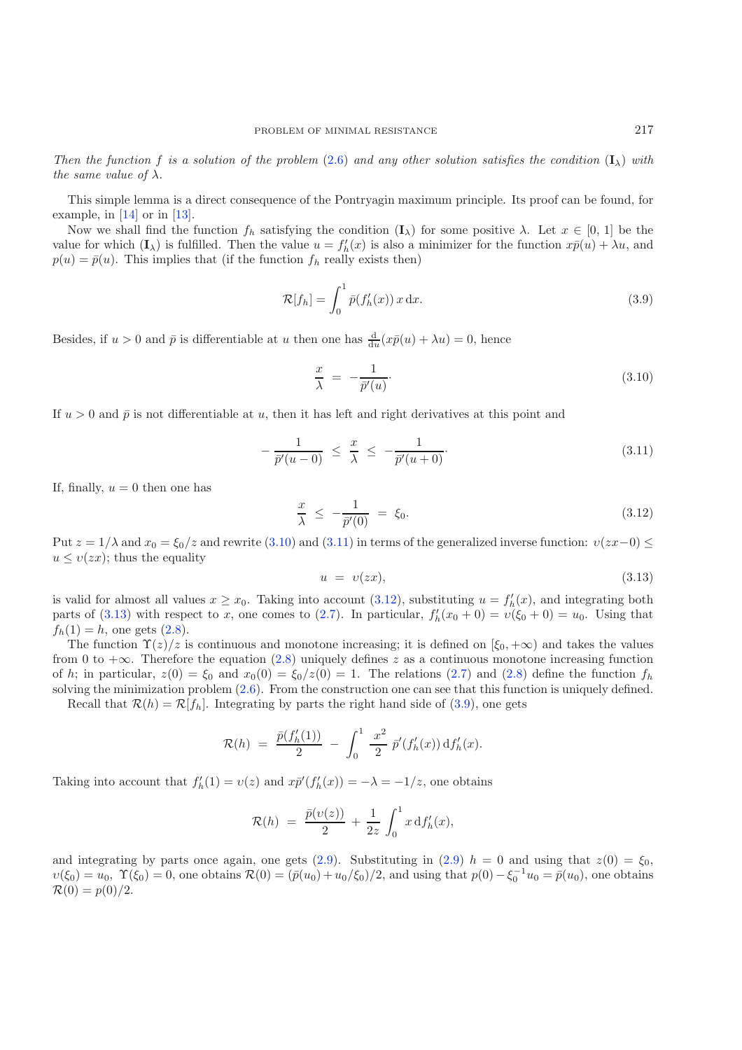*Then the function $f$ is a solution of the problem* (2.6) *and any other solution satisfies the condition* ($\mathbf{I}_\lambda$) *with the same value of* $\lambda$.

This simple lemma is a direct consequence of the Pontryagin maximum principle. Its proof can be found, for example, in [14] or in [13].

Now we shall find the function $f_h$ satisfying the condition ($\mathbf{I}_\lambda$) for some positive $\lambda$. Let $x \in [0, 1]$ be the value for which ($\mathbf{I}_\lambda$) is fulfilled. Then the value $u = f_h'(x)$ is also a minimizer for the function $x\bar{p}(u) + \lambda u$, and $p(u) = \bar{p}(u)$. This implies that (if the function $f_h$ really exists then)

$$\mathcal{R}[f_h] = \int_0^1 \bar{p}(f_h'(x))\, x \,\mathrm{d}x. \tag{3.9}$$

Besides, if $u > 0$ and $\bar{p}$ is differentiable at $u$ then one has $\frac{\mathrm{d}}{\mathrm{d}u}(x\bar{p}(u) + \lambda u) = 0$, hence

$$\frac{x}{\lambda} \;=\; -\frac{1}{\bar{p}'(u)}\cdot \tag{3.10}$$

If $u > 0$ and $\bar{p}$ is not differentiable at $u$, then it has left and right derivatives at this point and

$$-\frac{1}{\bar{p}'(u-0)} \;\le\; \frac{x}{\lambda} \;\le\; -\frac{1}{\bar{p}'(u+0)}\cdot \tag{3.11}$$

If, finally, $u = 0$ then one has

$$\frac{x}{\lambda} \;\le\; -\frac{1}{\bar{p}'(0)} \;=\; \xi_0. \tag{3.12}$$

Put $z = 1/\lambda$ and $x_0 = \xi_0/z$ and rewrite (3.10) and (3.11) in terms of the generalized inverse function: $\upsilon(zx-0) \le u \le \upsilon(zx)$; thus the equality

$$u \;=\; \upsilon(zx), \tag{3.13}$$

is valid for almost all values $x \ge x_0$. Taking into account (3.12), substituting $u = f_h'(x)$, and integrating both parts of (3.13) with respect to $x$, one comes to (2.7). In particular, $f_h'(x_0 + 0) = \upsilon(\xi_0 + 0) = u_0$. Using that $f_h(1) = h$, one gets (2.8).

The function $\Upsilon(z)/z$ is continuous and monotone increasing; it is defined on $[\xi_0, +\infty)$ and takes the values from 0 to $+\infty$. Therefore the equation (2.8) uniquely defines $z$ as a continuous monotone increasing function of $h$; in particular, $z(0) = \xi_0$ and $x_0(0) = \xi_0/z(0) = 1$. The relations (2.7) and (2.8) define the function $f_h$ solving the minimization problem (2.6). From the construction one can see that this function is uniquely defined.

Recall that $\mathcal{R}(h) = \mathcal{R}[f_h]$. Integrating by parts the right hand side of (3.9), one gets

$$\mathcal{R}(h) \;=\; \frac{\bar{p}(f_h'(1))}{2} \;-\; \int_0^1 \frac{x^2}{2}\, \bar{p}'(f_h'(x))\,\mathrm{d}f_h'(x).$$

Taking into account that $f_h'(1) = \upsilon(z)$ and $x\bar{p}'(f_h'(x)) = -\lambda = -1/z$, one obtains

$$\mathcal{R}(h) \;=\; \frac{\bar{p}(\upsilon(z))}{2} \;+\; \frac{1}{2z}\int_0^1 x\,\mathrm{d}f_h'(x),$$

and integrating by parts once again, one gets (2.9). Substituting in (2.9) $h = 0$ and using that $z(0) = \xi_0$, $\upsilon(\xi_0) = u_0$, $\Upsilon(\xi_0) = 0$, one obtains $\mathcal{R}(0) = (\bar{p}(u_0) + u_0/\xi_0)/2$, and using that $p(0) - \xi_0^{-1}u_0 = \bar{p}(u_0)$, one obtains $\mathcal{R}(0) = p(0)/2$.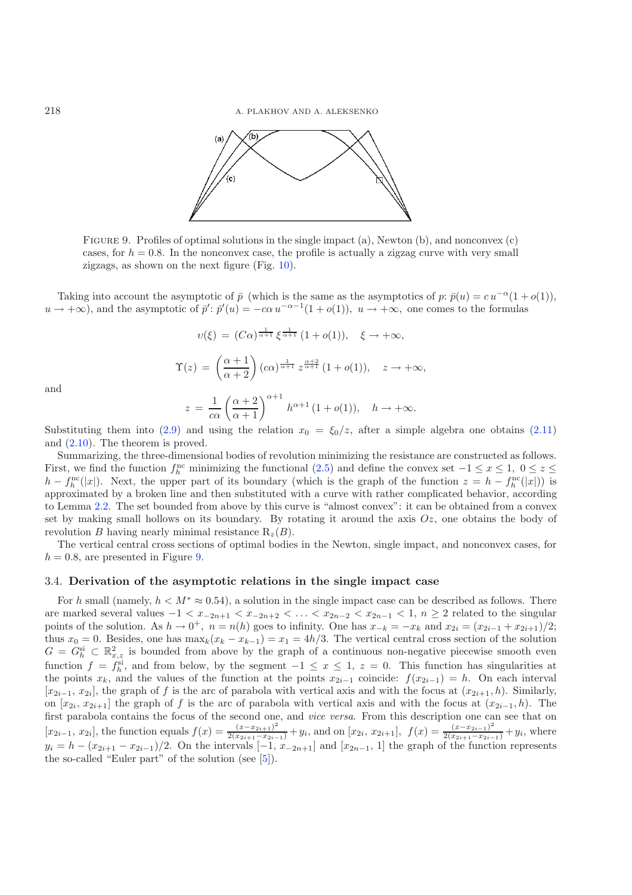FIGURE 9. Profiles of optimal solutions in the single impact (a), Newton (b), and nonconvex (c) cases, for $h = 0.8$. In the nonconvex case, the profile is actually a zigzag curve with very small zigzags, as shown on the next figure (Fig. 10).

Taking into account the asymptotic of $\bar{p}$ (which is the same as the asymptotics of $p$: $\bar{p}(u) = c\, u^{-\alpha}(1 + o(1))$, $u \to +\infty$), and the asymptotic of $\bar{p}'$: $\bar{p}'(u) = -c\alpha\, u^{-\alpha-1}(1 + o(1))$, $u \to +\infty$, one comes to the formulas

$$\upsilon(\xi) \,=\, (C\alpha)^{\frac{1}{\alpha+1}}\, \xi^{\frac{1}{\alpha+1}}\,(1 + o(1)), \quad \xi \to +\infty,$$

$$\Upsilon(z) \,=\, \left(\frac{\alpha+1}{\alpha+2}\right)(c\alpha)^{\frac{1}{\alpha+1}}\, z^{\frac{\alpha+2}{\alpha+1}}\,(1 + o(1)), \quad z \to +\infty,$$

and

$$z \,=\, \frac{1}{c\alpha}\left(\frac{\alpha+2}{\alpha+1}\right)^{\alpha+1} h^{\alpha+1}\,(1 + o(1)), \quad h \to +\infty.$$

Substituting them into (2.9) and using the relation $x_0 = \xi_0/z$, after a simple algebra one obtains (2.11) and (2.10). The theorem is proved.

Summarizing, the three-dimensional bodies of revolution minimizing the resistance are constructed as follows. First, we find the function $f_h^{\rm nc}$ minimizing the functional (2.5) and define the convex set $-1 \le x \le 1$, $0 \le z \le h - f_h^{\rm nc}(|x|)$. Next, the upper part of its boundary (which is the graph of the function $z = h - f_h^{\rm nc}(|x|)$) is approximated by a broken line and then substituted with a curve with rather complicated behavior, according to Lemma 2.2. The set bounded from above by this curve is "almost convex": it can be obtained from a convex set by making small hollows on its boundary. By rotating it around the axis $Oz$, one obtains the body of revolution $B$ having nearly minimal resistance $\mathrm{R}_z(B)$.

The vertical central cross sections of optimal bodies in the Newton, single impact, and nonconvex cases, for $h = 0.8$, are presented in Figure 9.

### 3.4. Derivation of the asymptotic relations in the single impact case

For $h$ small (namely, $h < M^* \approx 0.54$), a solution in the single impact case can be described as follows. There are marked several values $-1 < x_{-2n+1} < x_{-2n+2} < \ldots < x_{2n-2} < x_{2n-1} < 1$, $n \ge 2$ related to the singular points of the solution. As $h \to 0^+$, $n = n(h)$ goes to infinity. One has $x_{-k} = -x_k$ and $x_{2i} = (x_{2i-1} + x_{2i+1})/2$; thus $x_0 = 0$. Besides, one has $\max_k(x_k - x_{k-1}) = x_1 = 4h/3$. The vertical central cross section of the solution $G = G_h^{\rm si} \subset \mathbb{R}^2_{x,z}$ is bounded from above by the graph of a continuous non-negative piecewise smooth even function $f = f_h^{\rm si}$, and from below, by the segment $-1 \le x \le 1$, $z = 0$. This function has singularities at the points $x_k$, and the values of the function at the points $x_{2i-1}$ coincide: $f(x_{2i-1}) = h$. On each interval $[x_{2i-1},\, x_{2i}]$, the graph of $f$ is the arc of parabola with vertical axis and with the focus at $(x_{2i+1}, h)$. Similarly, on $[x_{2i},\, x_{2i+1}]$ the graph of $f$ is the arc of parabola with vertical axis and with the focus at $(x_{2i-1}, h)$. The first parabola contains the focus of the second one, and *vice versa*. From this description one can see that on $[x_{2i-1},\, x_{2i}]$, the function equals $f(x) = \frac{(x - x_{2i+1})^2}{2(x_{2i+1} - x_{2i-1})} + y_i$, and on $[x_{2i},\, x_{2i+1}]$, $f(x) = \frac{(x - x_{2i-1})^2}{2(x_{2i+1} - x_{2i-1})} + y_i$, where $y_i = h - (x_{2i+1} - x_{2i-1})/2$. On the intervals $[-1,\, x_{-2n+1}]$ and $[x_{2n-1},\, 1]$ the graph of the function represents the so-called "Euler part" of the solution (see [5]).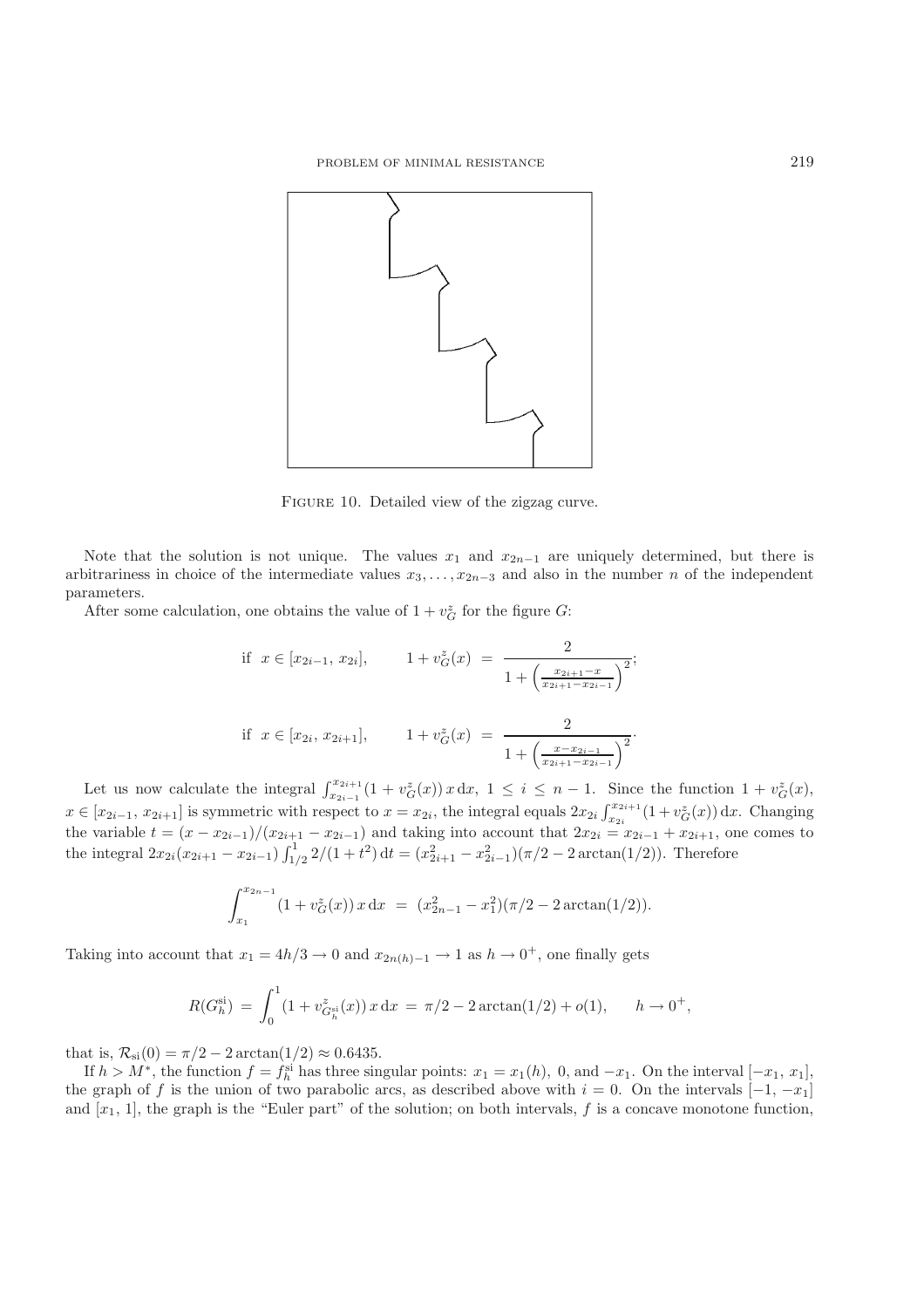Figure 10. Detailed view of the zigzag curve.

Note that the solution is not unique. The values $x_1$ and $x_{2n-1}$ are uniquely determined, but there is arbitrariness in choice of the intermediate values $x_3, \ldots, x_{2n-3}$ and also in the number $n$ of the independent parameters.

After some calculation, one obtains the value of $1 + v_G^z$ for the figure $G$:

$$\text{if } \; x \in [x_{2i-1},\, x_{2i}], \qquad 1 + v_G^z(x) \;=\; \frac{2}{1 + \left(\frac{x_{2i+1} - x}{x_{2i+1} - x_{2i-1}}\right)^2};$$

$$\text{if } \; x \in [x_{2i},\, x_{2i+1}], \qquad 1 + v_G^z(x) \;=\; \frac{2}{1 + \left(\frac{x - x_{2i-1}}{x_{2i+1} - x_{2i-1}}\right)^2}.$$

Let us now calculate the integral $\int_{x_{2i-1}}^{x_{2i+1}} (1 + v_G^z(x))\, x \,\mathrm{d}x$, $1 \le i \le n-1$. Since the function $1 + v_G^z(x)$, $x \in [x_{2i-1},\, x_{2i+1}]$ is symmetric with respect to $x = x_{2i}$, the integral equals $2x_{2i} \int_{x_{2i}}^{x_{2i+1}} (1 + v_G^z(x))\,\mathrm{d}x$. Changing the variable $t = (x - x_{2i-1})/(x_{2i+1} - x_{2i-1})$ and taking into account that $2x_{2i} = x_{2i-1} + x_{2i+1}$, one comes to the integral $2x_{2i}(x_{2i+1} - x_{2i-1}) \int_{1/2}^{1} 2/(1+t^2)\,\mathrm{d}t = (x_{2i+1}^2 - x_{2i-1}^2)(\pi/2 - 2\arctan(1/2))$. Therefore

$$\int_{x_1}^{x_{2n-1}} (1 + v_G^z(x))\, x \,\mathrm{d}x \;=\; (x_{2n-1}^2 - x_1^2)(\pi/2 - 2\arctan(1/2)).$$

Taking into account that $x_1 = 4h/3 \to 0$ and $x_{2n(h)-1} \to 1$ as $h \to 0^+$, one finally gets

$$R(G_h^{\mathrm{si}}) \;=\; \int_0^1 (1 + v_{G_h^{\mathrm{si}}}^z(x))\, x \,\mathrm{d}x \;=\; \pi/2 - 2\arctan(1/2) + o(1), \qquad h \to 0^+,$$

that is, $\mathcal{R}_{\mathrm{si}}(0) = \pi/2 - 2\arctan(1/2) \approx 0.6435$.

If $h > M^*$, the function $f = f_h^{\mathrm{si}}$ has three singular points: $x_1 = x_1(h)$, $0$, and $-x_1$. On the interval $[-x_1,\, x_1]$, the graph of $f$ is the union of two parabolic arcs, as described above with $i = 0$. On the intervals $[-1,\, -x_1]$ and $[x_1,\, 1]$, the graph is the "Euler part" of the solution; on both intervals, $f$ is a concave monotone function,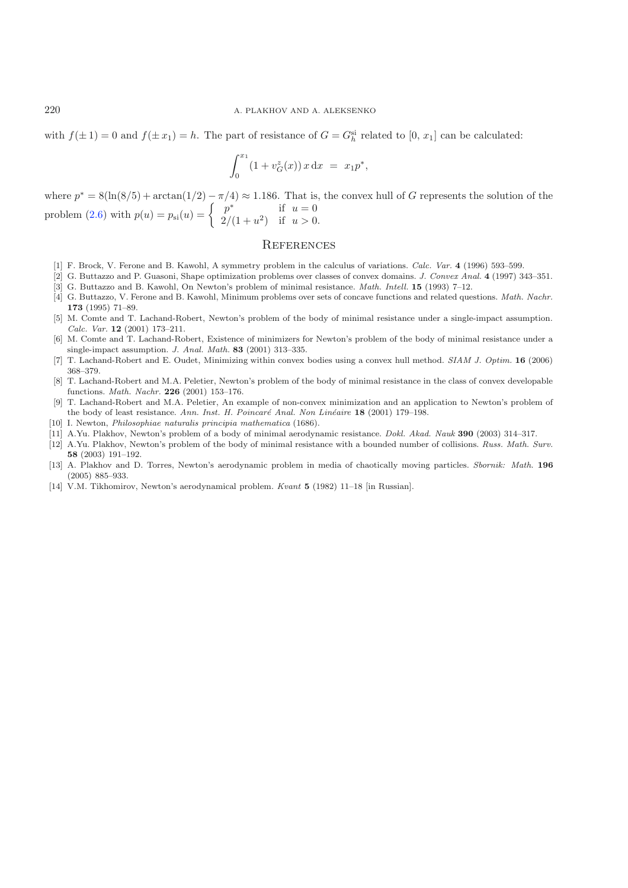with $f(\pm 1) = 0$ and $f(\pm x_1) = h$. The part of resistance of $G = G_h^{\rm si}$ related to $[0,\, x_1]$ can be calculated:

$$\int_0^{x_1} (1 + v_G^z(x))\, x \, \mathrm{d}x \ = \ x_1 p^*,$$

where $p^* = 8(\ln(8/5) + \arctan(1/2) - \pi/4) \approx 1.186$. That is, the convex hull of $G$ represents the solution of the problem (2.6) with $p(u) = p_{\rm si}(u) = \begin{cases} p^* & \text{if } \ u = 0 \\ 2/(1+u^2) & \text{if } \ u > 0. \end{cases}$

## References

[1] F. Brock, V. Ferone and B. Kawohl, A symmetry problem in the calculus of variations. *Calc. Var.* **4** (1996) 593–599.

[2] G. Buttazzo and P. Guasoni, Shape optimization problems over classes of convex domains. *J. Convex Anal.* **4** (1997) 343–351.

[3] G. Buttazzo and B. Kawohl, On Newton's problem of minimal resistance. *Math. Intell.* **15** (1993) 7–12.

[4] G. Buttazzo, V. Ferone and B. Kawohl, Minimum problems over sets of concave functions and related questions. *Math. Nachr.* **173** (1995) 71–89.

[5] M. Comte and T. Lachand-Robert, Newton's problem of the body of minimal resistance under a single-impact assumption. *Calc. Var.* **12** (2001) 173–211.

[6] M. Comte and T. Lachand-Robert, Existence of minimizers for Newton's problem of the body of minimal resistance under a single-impact assumption. *J. Anal. Math.* **83** (2001) 313–335.

[7] T. Lachand-Robert and E. Oudet, Minimizing within convex bodies using a convex hull method. *SIAM J. Optim.* **16** (2006) 368–379.

[8] T. Lachand-Robert and M.A. Peletier, Newton's problem of the body of minimal resistance in the class of convex developable functions. *Math. Nachr.* **226** (2001) 153–176.

[9] T. Lachand-Robert and M.A. Peletier, An example of non-convex minimization and an application to Newton's problem of the body of least resistance. *Ann. Inst. H. Poincaré Anal. Non Linéaire* **18** (2001) 179–198.

[10] I. Newton, *Philosophiae naturalis principia mathematica* (1686).

[11] A.Yu. Plakhov, Newton's problem of a body of minimal aerodynamic resistance. *Dokl. Akad. Nauk* **390** (2003) 314–317.

[12] A.Yu. Plakhov, Newton's problem of the body of minimal resistance with a bounded number of collisions. *Russ. Math. Surv.* **58** (2003) 191–192.

[13] A. Plakhov and D. Torres, Newton's aerodynamic problem in media of chaotically moving particles. *Sbornik: Math.* **196** (2005) 885–933.

[14] V.M. Tikhomirov, Newton's aerodynamical problem. *Kvant* **5** (1982) 11–18 [in Russian].